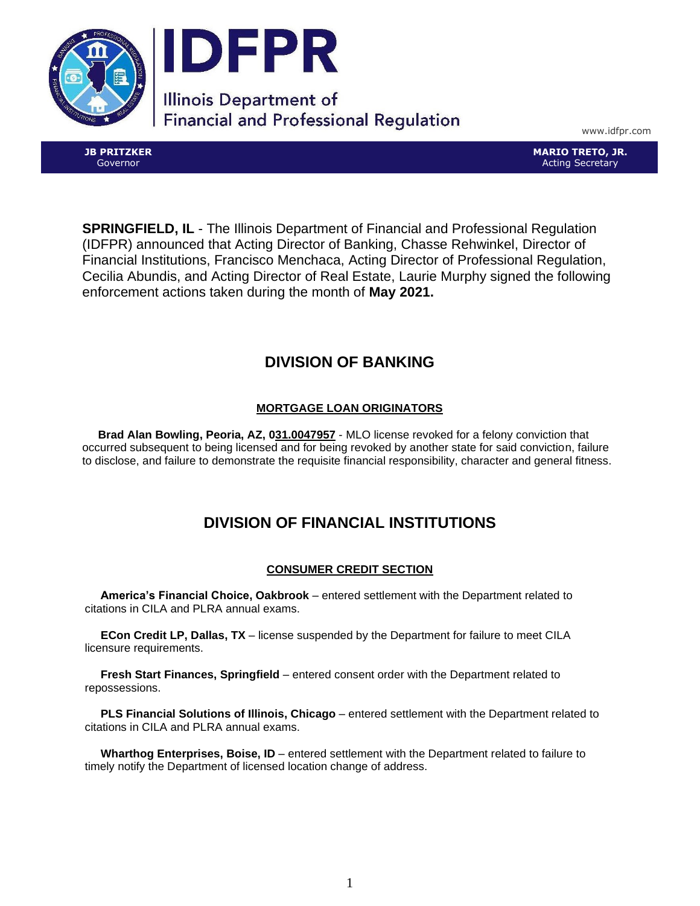# IDFPR

Illinois Department of Financial and Professional Regulation

www.idfpr.com

**JB PRITZKER**
Governor

**MARIO TRETO, JR.**
Acting Secretary

**SPRINGFIELD, IL** - The Illinois Department of Financial and Professional Regulation (IDFPR) announced that Acting Director of Banking, Chasse Rehwinkel, Director of Financial Institutions, Francisco Menchaca, Acting Director of Professional Regulation, Cecilia Abundis, and Acting Director of Real Estate, Laurie Murphy signed the following enforcement actions taken during the month of **May 2021.**

## DIVISION OF BANKING

### MORTGAGE LOAN ORIGINATORS

**Brad Alan Bowling, Peoria, AZ, 031.0047957** - MLO license revoked for a felony conviction that occurred subsequent to being licensed and for being revoked by another state for said conviction, failure to disclose, and failure to demonstrate the requisite financial responsibility, character and general fitness.

## DIVISION OF FINANCIAL INSTITUTIONS

### CONSUMER CREDIT SECTION

**America's Financial Choice, Oakbrook** – entered settlement with the Department related to citations in CILA and PLRA annual exams.

**ECon Credit LP, Dallas, TX** – license suspended by the Department for failure to meet CILA licensure requirements.

**Fresh Start Finances, Springfield** – entered consent order with the Department related to repossessions.

**PLS Financial Solutions of Illinois, Chicago** – entered settlement with the Department related to citations in CILA and PLRA annual exams.

**Wharthog Enterprises, Boise, ID** – entered settlement with the Department related to failure to timely notify the Department of licensed location change of address.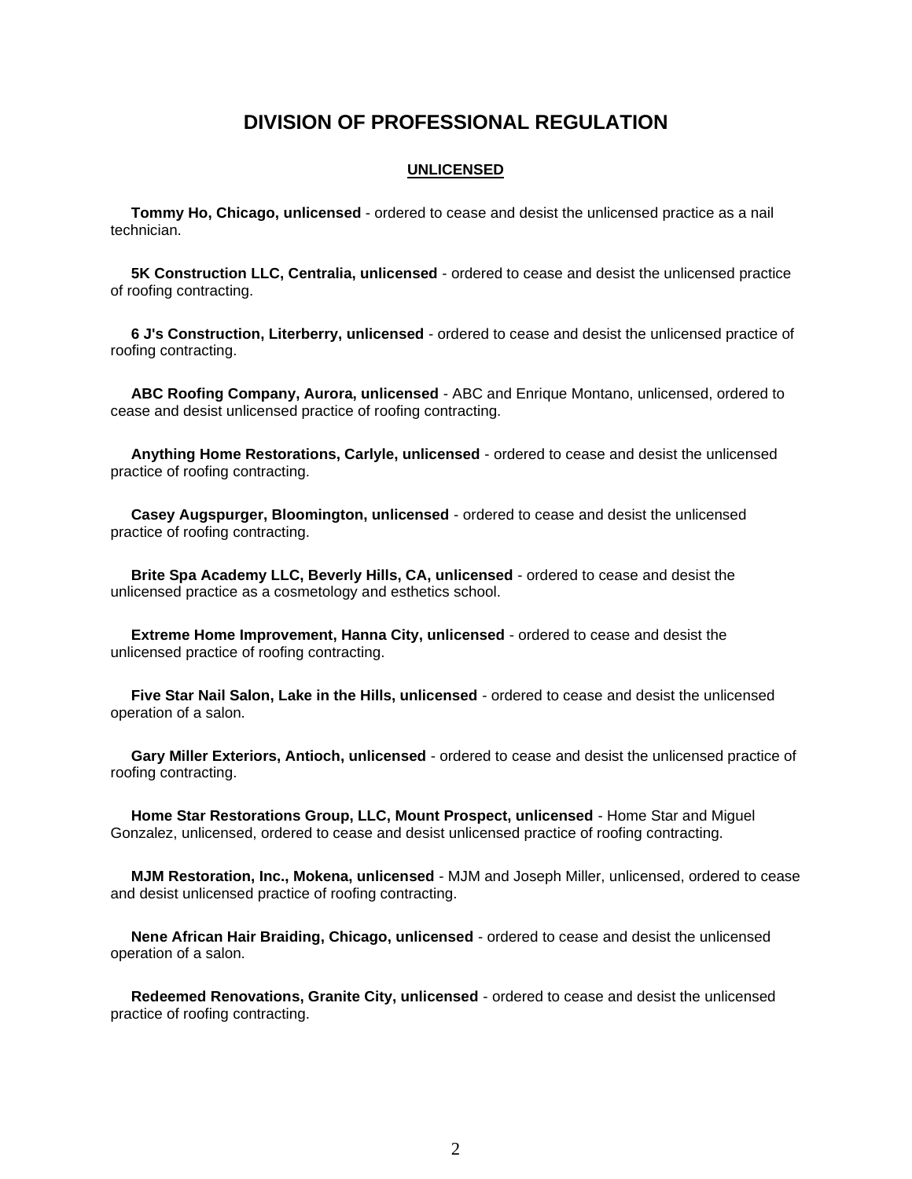# DIVISION OF PROFESSIONAL REGULATION

## UNLICENSED

**Tommy Ho, Chicago, unlicensed** - ordered to cease and desist the unlicensed practice as a nail technician.

**5K Construction LLC, Centralia, unlicensed** - ordered to cease and desist the unlicensed practice of roofing contracting.

**6 J's Construction, Literberry, unlicensed** - ordered to cease and desist the unlicensed practice of roofing contracting.

**ABC Roofing Company, Aurora, unlicensed** - ABC and Enrique Montano, unlicensed, ordered to cease and desist unlicensed practice of roofing contracting.

**Anything Home Restorations, Carlyle, unlicensed** - ordered to cease and desist the unlicensed practice of roofing contracting.

**Casey Augspurger, Bloomington, unlicensed** - ordered to cease and desist the unlicensed practice of roofing contracting.

**Brite Spa Academy LLC, Beverly Hills, CA, unlicensed** - ordered to cease and desist the unlicensed practice as a cosmetology and esthetics school.

**Extreme Home Improvement, Hanna City, unlicensed** - ordered to cease and desist the unlicensed practice of roofing contracting.

**Five Star Nail Salon, Lake in the Hills, unlicensed** - ordered to cease and desist the unlicensed operation of a salon.

**Gary Miller Exteriors, Antioch, unlicensed** - ordered to cease and desist the unlicensed practice of roofing contracting.

**Home Star Restorations Group, LLC, Mount Prospect, unlicensed** - Home Star and Miguel Gonzalez, unlicensed, ordered to cease and desist unlicensed practice of roofing contracting.

**MJM Restoration, Inc., Mokena, unlicensed** - MJM and Joseph Miller, unlicensed, ordered to cease and desist unlicensed practice of roofing contracting.

**Nene African Hair Braiding, Chicago, unlicensed** - ordered to cease and desist the unlicensed operation of a salon.

**Redeemed Renovations, Granite City, unlicensed** - ordered to cease and desist the unlicensed practice of roofing contracting.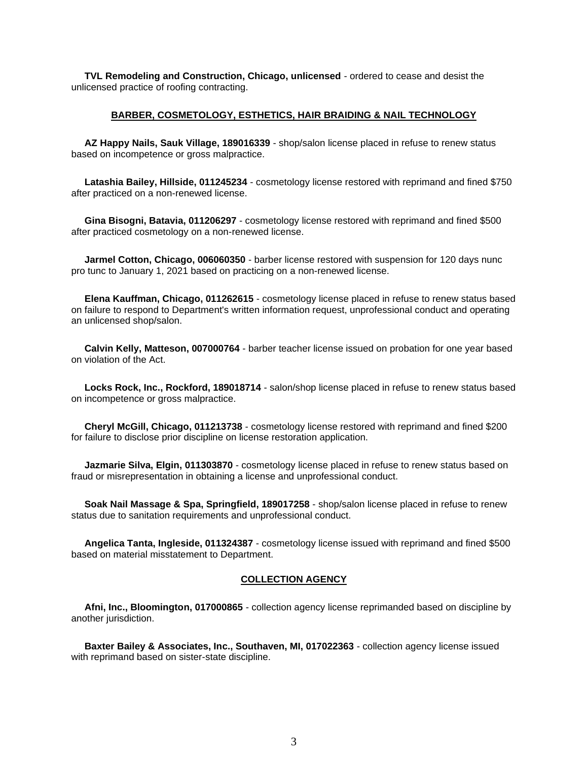**TVL Remodeling and Construction, Chicago, unlicensed** - ordered to cease and desist the unlicensed practice of roofing contracting.

## BARBER, COSMETOLOGY, ESTHETICS, HAIR BRAIDING & NAIL TECHNOLOGY

**AZ Happy Nails, Sauk Village, 189016339** - shop/salon license placed in refuse to renew status based on incompetence or gross malpractice.

**Latashia Bailey, Hillside, 011245234** - cosmetology license restored with reprimand and fined $750 after practiced on a non-renewed license.

**Gina Bisogni, Batavia, 011206297** - cosmetology license restored with reprimand and fined $500 after practiced cosmetology on a non-renewed license.

**Jarmel Cotton, Chicago, 006060350** - barber license restored with suspension for 120 days nunc pro tunc to January 1, 2021 based on practicing on a non-renewed license.

**Elena Kauffman, Chicago, 011262615** - cosmetology license placed in refuse to renew status based on failure to respond to Department's written information request, unprofessional conduct and operating an unlicensed shop/salon.

**Calvin Kelly, Matteson, 007000764** - barber teacher license issued on probation for one year based on violation of the Act.

**Locks Rock, Inc., Rockford, 189018714** - salon/shop license placed in refuse to renew status based on incompetence or gross malpractice.

**Cheryl McGill, Chicago, 011213738** - cosmetology license restored with reprimand and fined $200 for failure to disclose prior discipline on license restoration application.

**Jazmarie Silva, Elgin, 011303870** - cosmetology license placed in refuse to renew status based on fraud or misrepresentation in obtaining a license and unprofessional conduct.

**Soak Nail Massage & Spa, Springfield, 189017258** - shop/salon license placed in refuse to renew status due to sanitation requirements and unprofessional conduct.

**Angelica Tanta, Ingleside, 011324387** - cosmetology license issued with reprimand and fined $500 based on material misstatement to Department.

## COLLECTION AGENCY

**Afni, Inc., Bloomington, 017000865** - collection agency license reprimanded based on discipline by another jurisdiction.

**Baxter Bailey & Associates, Inc., Southaven, MI, 017022363** - collection agency license issued with reprimand based on sister-state discipline.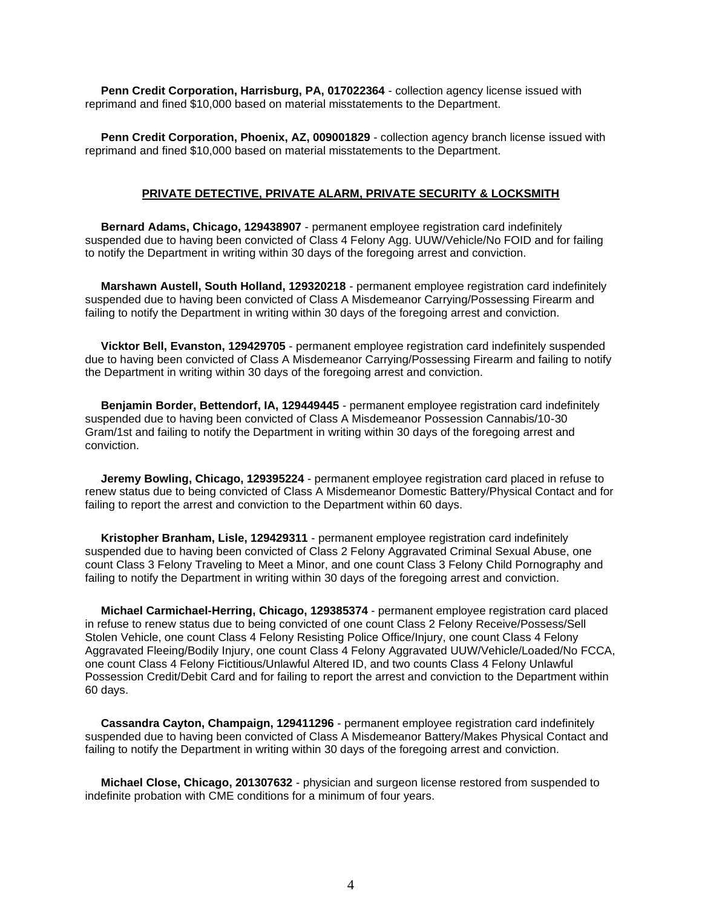**Penn Credit Corporation, Harrisburg, PA, 017022364** - collection agency license issued with reprimand and fined $10,000 based on material misstatements to the Department.

**Penn Credit Corporation, Phoenix, AZ, 009001829** - collection agency branch license issued with reprimand and fined $10,000 based on material misstatements to the Department.

## PRIVATE DETECTIVE, PRIVATE ALARM, PRIVATE SECURITY & LOCKSMITH

**Bernard Adams, Chicago, 129438907** - permanent employee registration card indefinitely suspended due to having been convicted of Class 4 Felony Agg. UUW/Vehicle/No FOID and for failing to notify the Department in writing within 30 days of the foregoing arrest and conviction.

**Marshawn Austell, South Holland, 129320218** - permanent employee registration card indefinitely suspended due to having been convicted of Class A Misdemeanor Carrying/Possessing Firearm and failing to notify the Department in writing within 30 days of the foregoing arrest and conviction.

**Vicktor Bell, Evanston, 129429705** - permanent employee registration card indefinitely suspended due to having been convicted of Class A Misdemeanor Carrying/Possessing Firearm and failing to notify the Department in writing within 30 days of the foregoing arrest and conviction.

**Benjamin Border, Bettendorf, IA, 129449445** - permanent employee registration card indefinitely suspended due to having been convicted of Class A Misdemeanor Possession Cannabis/10-30 Gram/1st and failing to notify the Department in writing within 30 days of the foregoing arrest and conviction.

**Jeremy Bowling, Chicago, 129395224** - permanent employee registration card placed in refuse to renew status due to being convicted of Class A Misdemeanor Domestic Battery/Physical Contact and for failing to report the arrest and conviction to the Department within 60 days.

**Kristopher Branham, Lisle, 129429311** - permanent employee registration card indefinitely suspended due to having been convicted of Class 2 Felony Aggravated Criminal Sexual Abuse, one count Class 3 Felony Traveling to Meet a Minor, and one count Class 3 Felony Child Pornography and failing to notify the Department in writing within 30 days of the foregoing arrest and conviction.

**Michael Carmichael-Herring, Chicago, 129385374** - permanent employee registration card placed in refuse to renew status due to being convicted of one count Class 2 Felony Receive/Possess/Sell Stolen Vehicle, one count Class 4 Felony Resisting Police Office/Injury, one count Class 4 Felony Aggravated Fleeing/Bodily Injury, one count Class 4 Felony Aggravated UUW/Vehicle/Loaded/No FCCA, one count Class 4 Felony Fictitious/Unlawful Altered ID, and two counts Class 4 Felony Unlawful Possession Credit/Debit Card and for failing to report the arrest and conviction to the Department within 60 days.

**Cassandra Cayton, Champaign, 129411296** - permanent employee registration card indefinitely suspended due to having been convicted of Class A Misdemeanor Battery/Makes Physical Contact and failing to notify the Department in writing within 30 days of the foregoing arrest and conviction.

**Michael Close, Chicago, 201307632** - physician and surgeon license restored from suspended to indefinite probation with CME conditions for a minimum of four years.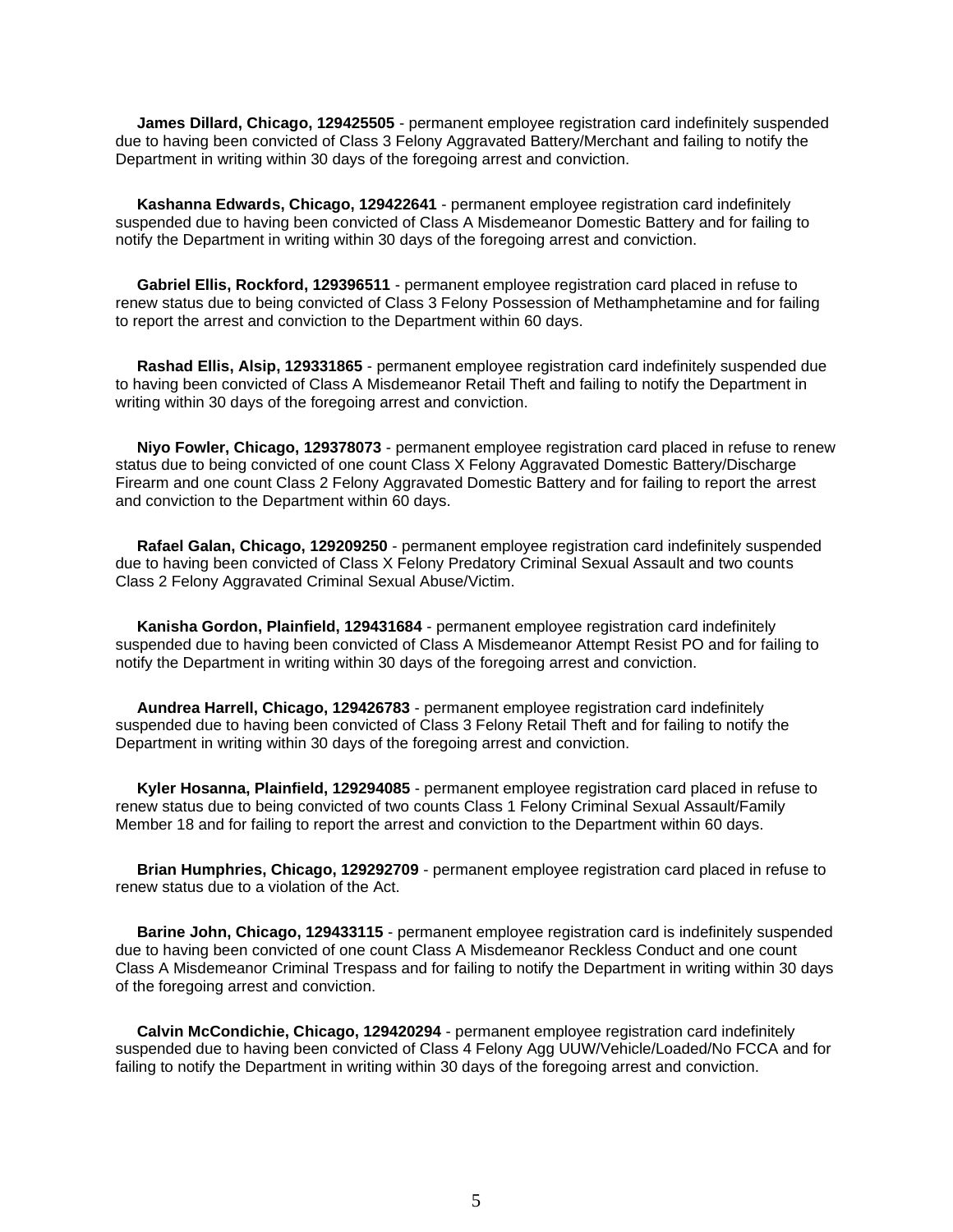**James Dillard, Chicago, 129425505** - permanent employee registration card indefinitely suspended due to having been convicted of Class 3 Felony Aggravated Battery/Merchant and failing to notify the Department in writing within 30 days of the foregoing arrest and conviction.

**Kashanna Edwards, Chicago, 129422641** - permanent employee registration card indefinitely suspended due to having been convicted of Class A Misdemeanor Domestic Battery and for failing to notify the Department in writing within 30 days of the foregoing arrest and conviction.

**Gabriel Ellis, Rockford, 129396511** - permanent employee registration card placed in refuse to renew status due to being convicted of Class 3 Felony Possession of Methamphetamine and for failing to report the arrest and conviction to the Department within 60 days.

**Rashad Ellis, Alsip, 129331865** - permanent employee registration card indefinitely suspended due to having been convicted of Class A Misdemeanor Retail Theft and failing to notify the Department in writing within 30 days of the foregoing arrest and conviction.

**Niyo Fowler, Chicago, 129378073** - permanent employee registration card placed in refuse to renew status due to being convicted of one count Class X Felony Aggravated Domestic Battery/Discharge Firearm and one count Class 2 Felony Aggravated Domestic Battery and for failing to report the arrest and conviction to the Department within 60 days.

**Rafael Galan, Chicago, 129209250** - permanent employee registration card indefinitely suspended due to having been convicted of Class X Felony Predatory Criminal Sexual Assault and two counts Class 2 Felony Aggravated Criminal Sexual Abuse/Victim.

**Kanisha Gordon, Plainfield, 129431684** - permanent employee registration card indefinitely suspended due to having been convicted of Class A Misdemeanor Attempt Resist PO and for failing to notify the Department in writing within 30 days of the foregoing arrest and conviction.

**Aundrea Harrell, Chicago, 129426783** - permanent employee registration card indefinitely suspended due to having been convicted of Class 3 Felony Retail Theft and for failing to notify the Department in writing within 30 days of the foregoing arrest and conviction.

**Kyler Hosanna, Plainfield, 129294085** - permanent employee registration card placed in refuse to renew status due to being convicted of two counts Class 1 Felony Criminal Sexual Assault/Family Member 18 and for failing to report the arrest and conviction to the Department within 60 days.

**Brian Humphries, Chicago, 129292709** - permanent employee registration card placed in refuse to renew status due to a violation of the Act.

**Barine John, Chicago, 129433115** - permanent employee registration card is indefinitely suspended due to having been convicted of one count Class A Misdemeanor Reckless Conduct and one count Class A Misdemeanor Criminal Trespass and for failing to notify the Department in writing within 30 days of the foregoing arrest and conviction.

**Calvin McCondichie, Chicago, 129420294** - permanent employee registration card indefinitely suspended due to having been convicted of Class 4 Felony Agg UUW/Vehicle/Loaded/No FCCA and for failing to notify the Department in writing within 30 days of the foregoing arrest and conviction.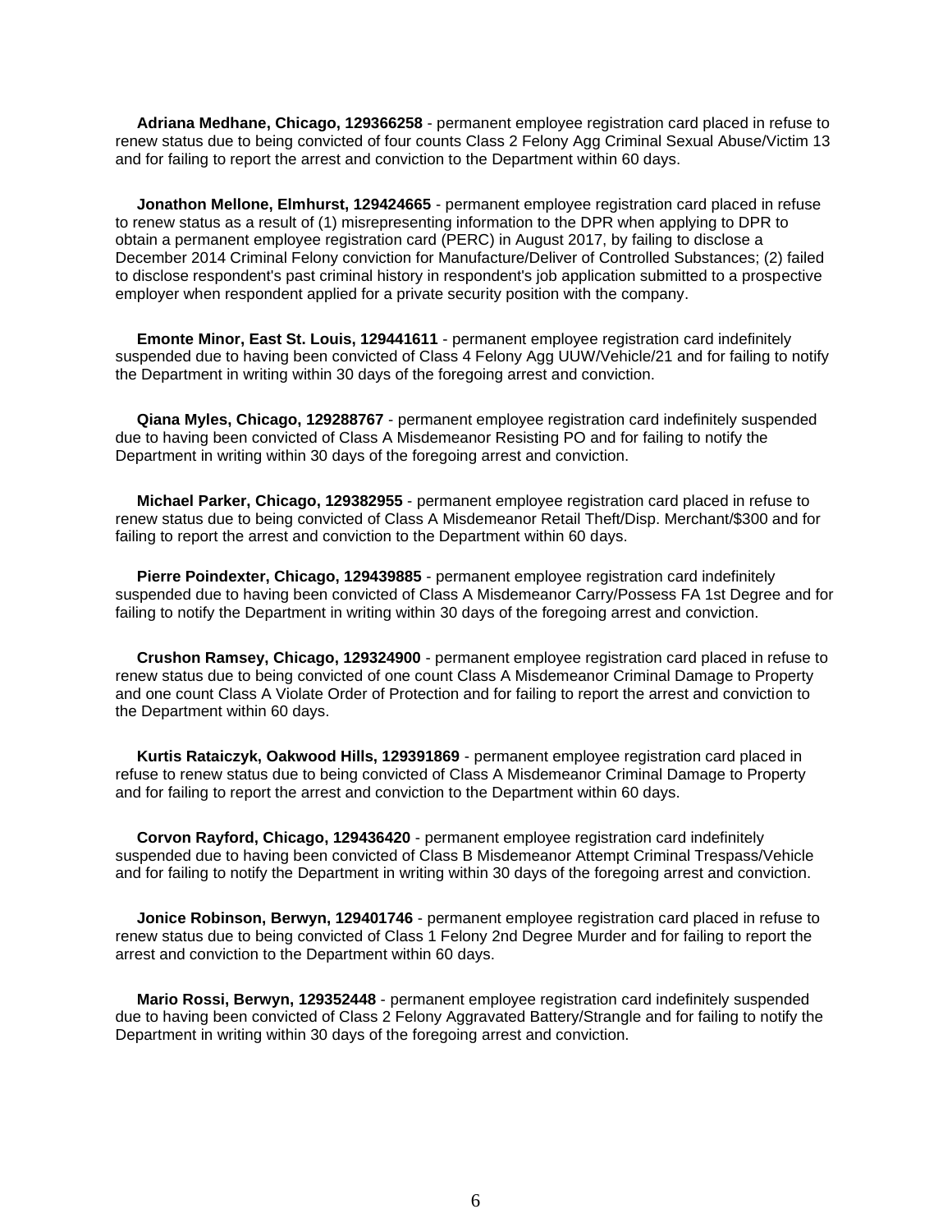**Adriana Medhane, Chicago, 129366258** - permanent employee registration card placed in refuse to renew status due to being convicted of four counts Class 2 Felony Agg Criminal Sexual Abuse/Victim 13 and for failing to report the arrest and conviction to the Department within 60 days.

**Jonathon Mellone, Elmhurst, 129424665** - permanent employee registration card placed in refuse to renew status as a result of (1) misrepresenting information to the DPR when applying to DPR to obtain a permanent employee registration card (PERC) in August 2017, by failing to disclose a December 2014 Criminal Felony conviction for Manufacture/Deliver of Controlled Substances; (2) failed to disclose respondent's past criminal history in respondent's job application submitted to a prospective employer when respondent applied for a private security position with the company.

**Emonte Minor, East St. Louis, 129441611** - permanent employee registration card indefinitely suspended due to having been convicted of Class 4 Felony Agg UUW/Vehicle/21 and for failing to notify the Department in writing within 30 days of the foregoing arrest and conviction.

**Qiana Myles, Chicago, 129288767** - permanent employee registration card indefinitely suspended due to having been convicted of Class A Misdemeanor Resisting PO and for failing to notify the Department in writing within 30 days of the foregoing arrest and conviction.

**Michael Parker, Chicago, 129382955** - permanent employee registration card placed in refuse to renew status due to being convicted of Class A Misdemeanor Retail Theft/Disp. Merchant/$300 and for failing to report the arrest and conviction to the Department within 60 days.

**Pierre Poindexter, Chicago, 129439885** - permanent employee registration card indefinitely suspended due to having been convicted of Class A Misdemeanor Carry/Possess FA 1st Degree and for failing to notify the Department in writing within 30 days of the foregoing arrest and conviction.

**Crushon Ramsey, Chicago, 129324900** - permanent employee registration card placed in refuse to renew status due to being convicted of one count Class A Misdemeanor Criminal Damage to Property and one count Class A Violate Order of Protection and for failing to report the arrest and conviction to the Department within 60 days.

**Kurtis Rataiczyk, Oakwood Hills, 129391869** - permanent employee registration card placed in refuse to renew status due to being convicted of Class A Misdemeanor Criminal Damage to Property and for failing to report the arrest and conviction to the Department within 60 days.

**Corvon Rayford, Chicago, 129436420** - permanent employee registration card indefinitely suspended due to having been convicted of Class B Misdemeanor Attempt Criminal Trespass/Vehicle and for failing to notify the Department in writing within 30 days of the foregoing arrest and conviction.

**Jonice Robinson, Berwyn, 129401746** - permanent employee registration card placed in refuse to renew status due to being convicted of Class 1 Felony 2nd Degree Murder and for failing to report the arrest and conviction to the Department within 60 days.

**Mario Rossi, Berwyn, 129352448** - permanent employee registration card indefinitely suspended due to having been convicted of Class 2 Felony Aggravated Battery/Strangle and for failing to notify the Department in writing within 30 days of the foregoing arrest and conviction.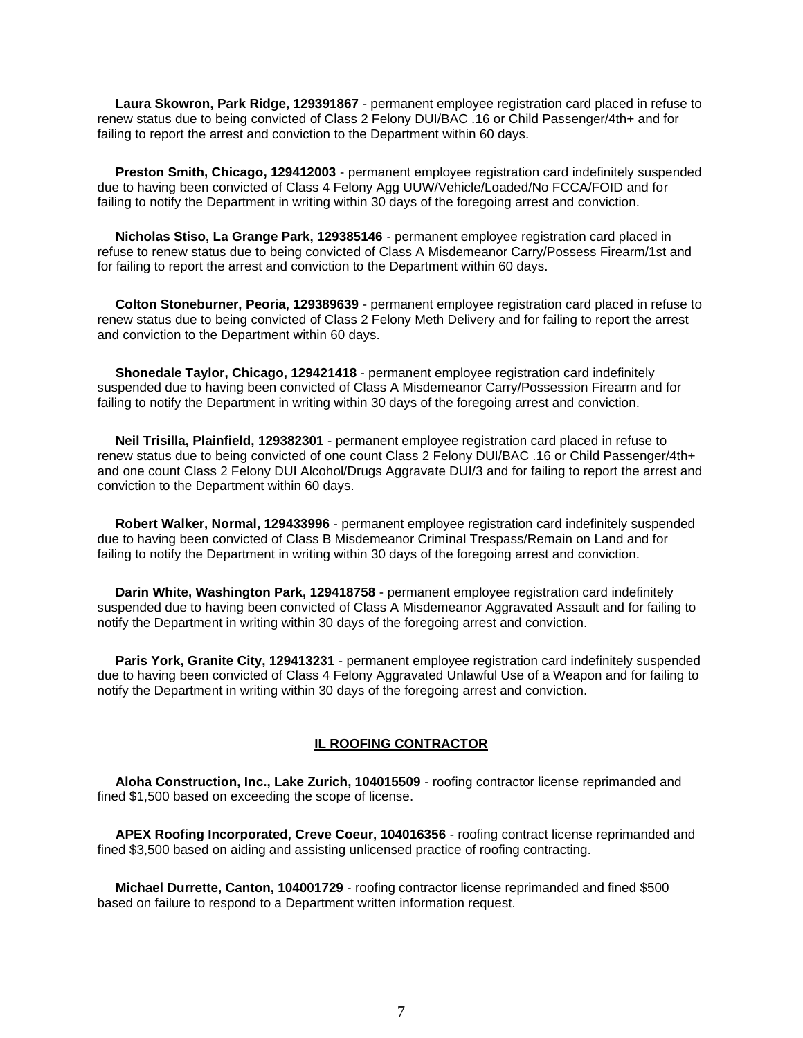**Laura Skowron, Park Ridge, 129391867** - permanent employee registration card placed in refuse to renew status due to being convicted of Class 2 Felony DUI/BAC .16 or Child Passenger/4th+ and for failing to report the arrest and conviction to the Department within 60 days.

**Preston Smith, Chicago, 129412003** - permanent employee registration card indefinitely suspended due to having been convicted of Class 4 Felony Agg UUW/Vehicle/Loaded/No FCCA/FOID and for failing to notify the Department in writing within 30 days of the foregoing arrest and conviction.

**Nicholas Stiso, La Grange Park, 129385146** - permanent employee registration card placed in refuse to renew status due to being convicted of Class A Misdemeanor Carry/Possess Firearm/1st and for failing to report the arrest and conviction to the Department within 60 days.

**Colton Stoneburner, Peoria, 129389639** - permanent employee registration card placed in refuse to renew status due to being convicted of Class 2 Felony Meth Delivery and for failing to report the arrest and conviction to the Department within 60 days.

**Shonedale Taylor, Chicago, 129421418** - permanent employee registration card indefinitely suspended due to having been convicted of Class A Misdemeanor Carry/Possession Firearm and for failing to notify the Department in writing within 30 days of the foregoing arrest and conviction.

**Neil Trisilla, Plainfield, 129382301** - permanent employee registration card placed in refuse to renew status due to being convicted of one count Class 2 Felony DUI/BAC .16 or Child Passenger/4th+ and one count Class 2 Felony DUI Alcohol/Drugs Aggravate DUI/3 and for failing to report the arrest and conviction to the Department within 60 days.

**Robert Walker, Normal, 129433996** - permanent employee registration card indefinitely suspended due to having been convicted of Class B Misdemeanor Criminal Trespass/Remain on Land and for failing to notify the Department in writing within 30 days of the foregoing arrest and conviction.

**Darin White, Washington Park, 129418758** - permanent employee registration card indefinitely suspended due to having been convicted of Class A Misdemeanor Aggravated Assault and for failing to notify the Department in writing within 30 days of the foregoing arrest and conviction.

**Paris York, Granite City, 129413231** - permanent employee registration card indefinitely suspended due to having been convicted of Class 4 Felony Aggravated Unlawful Use of a Weapon and for failing to notify the Department in writing within 30 days of the foregoing arrest and conviction.

## IL ROOFING CONTRACTOR

**Aloha Construction, Inc., Lake Zurich, 104015509** - roofing contractor license reprimanded and fined $1,500 based on exceeding the scope of license.

**APEX Roofing Incorporated, Creve Coeur, 104016356** - roofing contract license reprimanded and fined $3,500 based on aiding and assisting unlicensed practice of roofing contracting.

**Michael Durrette, Canton, 104001729** - roofing contractor license reprimanded and fined $500 based on failure to respond to a Department written information request.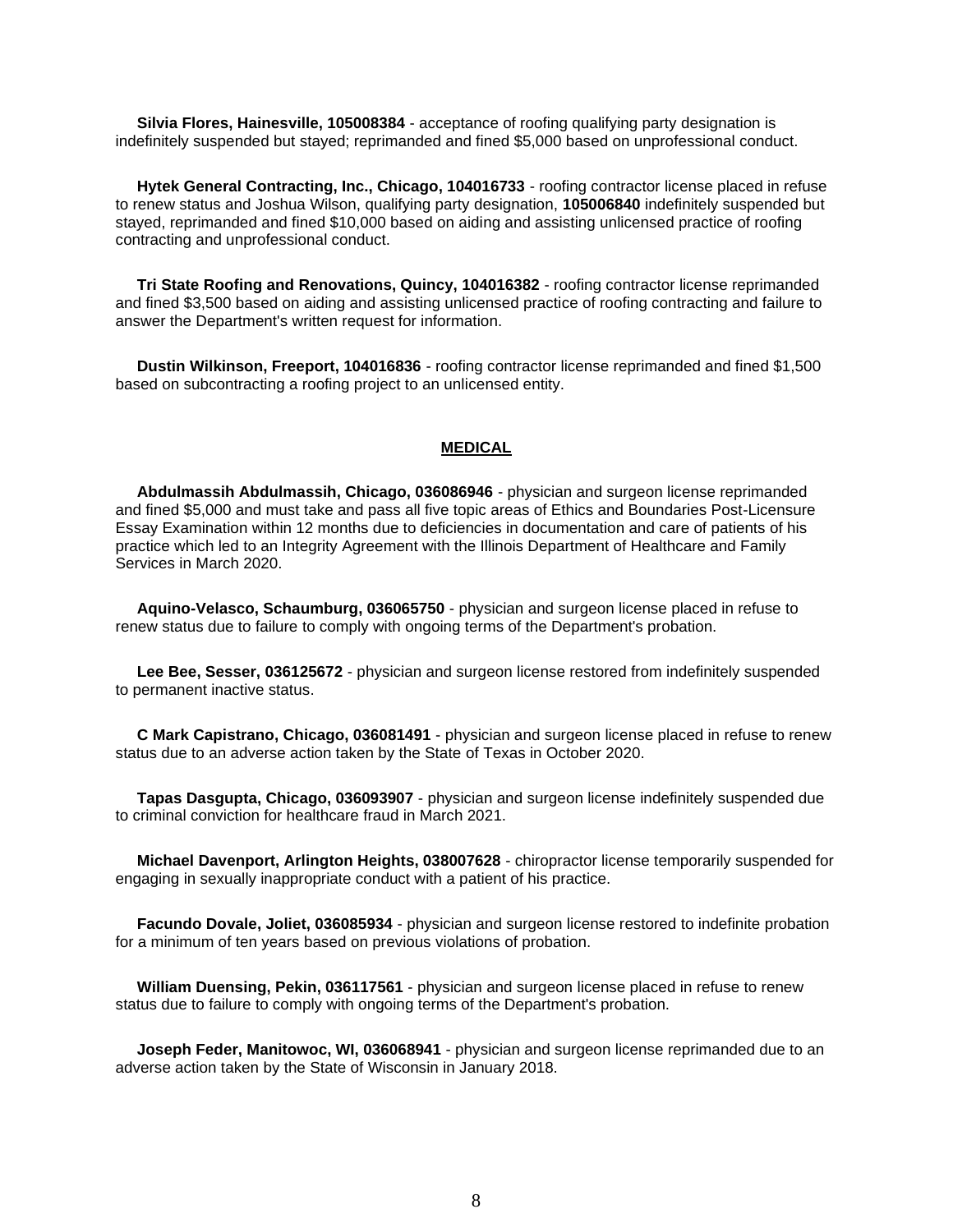**Silvia Flores, Hainesville, 105008384** - acceptance of roofing qualifying party designation is indefinitely suspended but stayed; reprimanded and fined $5,000 based on unprofessional conduct.

**Hytek General Contracting, Inc., Chicago, 104016733** - roofing contractor license placed in refuse to renew status and Joshua Wilson, qualifying party designation, **105006840** indefinitely suspended but stayed, reprimanded and fined $10,000 based on aiding and assisting unlicensed practice of roofing contracting and unprofessional conduct.

**Tri State Roofing and Renovations, Quincy, 104016382** - roofing contractor license reprimanded and fined $3,500 based on aiding and assisting unlicensed practice of roofing contracting and failure to answer the Department's written request for information.

**Dustin Wilkinson, Freeport, 104016836** - roofing contractor license reprimanded and fined $1,500 based on subcontracting a roofing project to an unlicensed entity.

## MEDICAL

**Abdulmassih Abdulmassih, Chicago, 036086946** - physician and surgeon license reprimanded and fined $5,000 and must take and pass all five topic areas of Ethics and Boundaries Post-Licensure Essay Examination within 12 months due to deficiencies in documentation and care of patients of his practice which led to an Integrity Agreement with the Illinois Department of Healthcare and Family Services in March 2020.

**Aquino-Velasco, Schaumburg, 036065750** - physician and surgeon license placed in refuse to renew status due to failure to comply with ongoing terms of the Department's probation.

**Lee Bee, Sesser, 036125672** - physician and surgeon license restored from indefinitely suspended to permanent inactive status.

**C Mark Capistrano, Chicago, 036081491** - physician and surgeon license placed in refuse to renew status due to an adverse action taken by the State of Texas in October 2020.

**Tapas Dasgupta, Chicago, 036093907** - physician and surgeon license indefinitely suspended due to criminal conviction for healthcare fraud in March 2021.

**Michael Davenport, Arlington Heights, 038007628** - chiropractor license temporarily suspended for engaging in sexually inappropriate conduct with a patient of his practice.

**Facundo Dovale, Joliet, 036085934** - physician and surgeon license restored to indefinite probation for a minimum of ten years based on previous violations of probation.

**William Duensing, Pekin, 036117561** - physician and surgeon license placed in refuse to renew status due to failure to comply with ongoing terms of the Department's probation.

**Joseph Feder, Manitowoc, WI, 036068941** - physician and surgeon license reprimanded due to an adverse action taken by the State of Wisconsin in January 2018.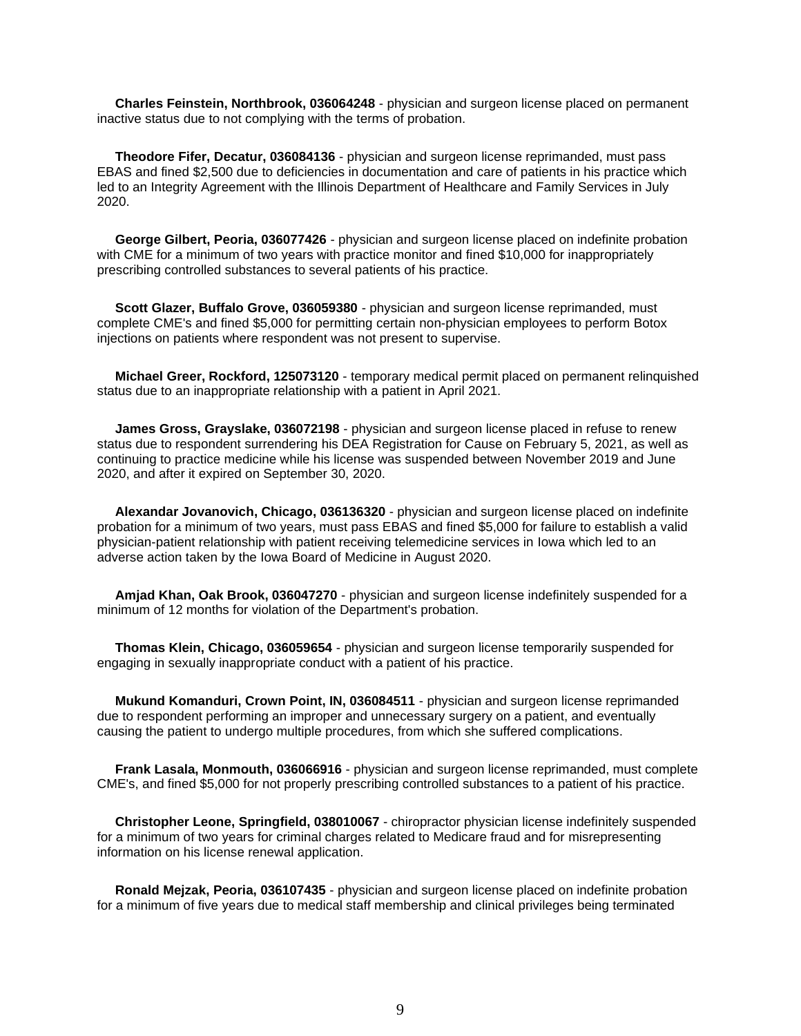**Charles Feinstein, Northbrook, 036064248** - physician and surgeon license placed on permanent inactive status due to not complying with the terms of probation.

**Theodore Fifer, Decatur, 036084136** - physician and surgeon license reprimanded, must pass EBAS and fined $2,500 due to deficiencies in documentation and care of patients in his practice which led to an Integrity Agreement with the Illinois Department of Healthcare and Family Services in July 2020.

**George Gilbert, Peoria, 036077426** - physician and surgeon license placed on indefinite probation with CME for a minimum of two years with practice monitor and fined $10,000 for inappropriately prescribing controlled substances to several patients of his practice.

**Scott Glazer, Buffalo Grove, 036059380** - physician and surgeon license reprimanded, must complete CME's and fined $5,000 for permitting certain non-physician employees to perform Botox injections on patients where respondent was not present to supervise.

**Michael Greer, Rockford, 125073120** - temporary medical permit placed on permanent relinquished status due to an inappropriate relationship with a patient in April 2021.

**James Gross, Grayslake, 036072198** - physician and surgeon license placed in refuse to renew status due to respondent surrendering his DEA Registration for Cause on February 5, 2021, as well as continuing to practice medicine while his license was suspended between November 2019 and June 2020, and after it expired on September 30, 2020.

**Alexandar Jovanovich, Chicago, 036136320** - physician and surgeon license placed on indefinite probation for a minimum of two years, must pass EBAS and fined $5,000 for failure to establish a valid physician-patient relationship with patient receiving telemedicine services in Iowa which led to an adverse action taken by the Iowa Board of Medicine in August 2020.

**Amjad Khan, Oak Brook, 036047270** - physician and surgeon license indefinitely suspended for a minimum of 12 months for violation of the Department's probation.

**Thomas Klein, Chicago, 036059654** - physician and surgeon license temporarily suspended for engaging in sexually inappropriate conduct with a patient of his practice.

**Mukund Komanduri, Crown Point, IN, 036084511** - physician and surgeon license reprimanded due to respondent performing an improper and unnecessary surgery on a patient, and eventually causing the patient to undergo multiple procedures, from which she suffered complications.

**Frank Lasala, Monmouth, 036066916** - physician and surgeon license reprimanded, must complete CME's, and fined $5,000 for not properly prescribing controlled substances to a patient of his practice.

**Christopher Leone, Springfield, 038010067** - chiropractor physician license indefinitely suspended for a minimum of two years for criminal charges related to Medicare fraud and for misrepresenting information on his license renewal application.

**Ronald Mejzak, Peoria, 036107435** - physician and surgeon license placed on indefinite probation for a minimum of five years due to medical staff membership and clinical privileges being terminated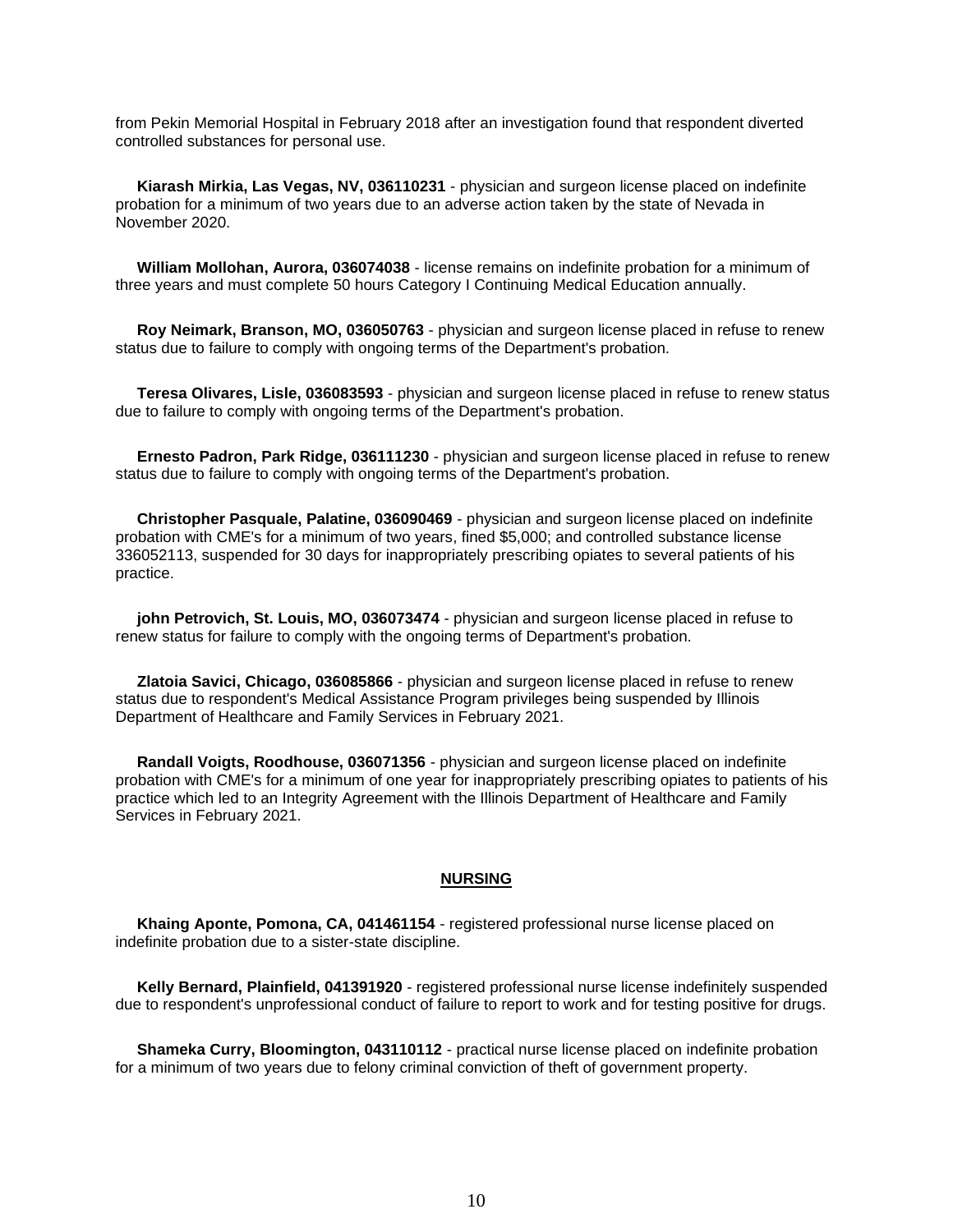from Pekin Memorial Hospital in February 2018 after an investigation found that respondent diverted controlled substances for personal use.

**Kiarash Mirkia, Las Vegas, NV, 036110231** - physician and surgeon license placed on indefinite probation for a minimum of two years due to an adverse action taken by the state of Nevada in November 2020.

**William Mollohan, Aurora, 036074038** - license remains on indefinite probation for a minimum of three years and must complete 50 hours Category I Continuing Medical Education annually.

**Roy Neimark, Branson, MO, 036050763** - physician and surgeon license placed in refuse to renew status due to failure to comply with ongoing terms of the Department's probation.

**Teresa Olivares, Lisle, 036083593** - physician and surgeon license placed in refuse to renew status due to failure to comply with ongoing terms of the Department's probation.

**Ernesto Padron, Park Ridge, 036111230** - physician and surgeon license placed in refuse to renew status due to failure to comply with ongoing terms of the Department's probation.

**Christopher Pasquale, Palatine, 036090469** - physician and surgeon license placed on indefinite probation with CME's for a minimum of two years, fined $5,000; and controlled substance license 336052113, suspended for 30 days for inappropriately prescribing opiates to several patients of his practice.

**john Petrovich, St. Louis, MO, 036073474** - physician and surgeon license placed in refuse to renew status for failure to comply with the ongoing terms of Department's probation.

**Zlatoia Savici, Chicago, 036085866** - physician and surgeon license placed in refuse to renew status due to respondent's Medical Assistance Program privileges being suspended by Illinois Department of Healthcare and Family Services in February 2021.

**Randall Voigts, Roodhouse, 036071356** - physician and surgeon license placed on indefinite probation with CME's for a minimum of one year for inappropriately prescribing opiates to patients of his practice which led to an Integrity Agreement with the Illinois Department of Healthcare and Family Services in February 2021.

## NURSING

**Khaing Aponte, Pomona, CA, 041461154** - registered professional nurse license placed on indefinite probation due to a sister-state discipline.

**Kelly Bernard, Plainfield, 041391920** - registered professional nurse license indefinitely suspended due to respondent's unprofessional conduct of failure to report to work and for testing positive for drugs.

**Shameka Curry, Bloomington, 043110112** - practical nurse license placed on indefinite probation for a minimum of two years due to felony criminal conviction of theft of government property.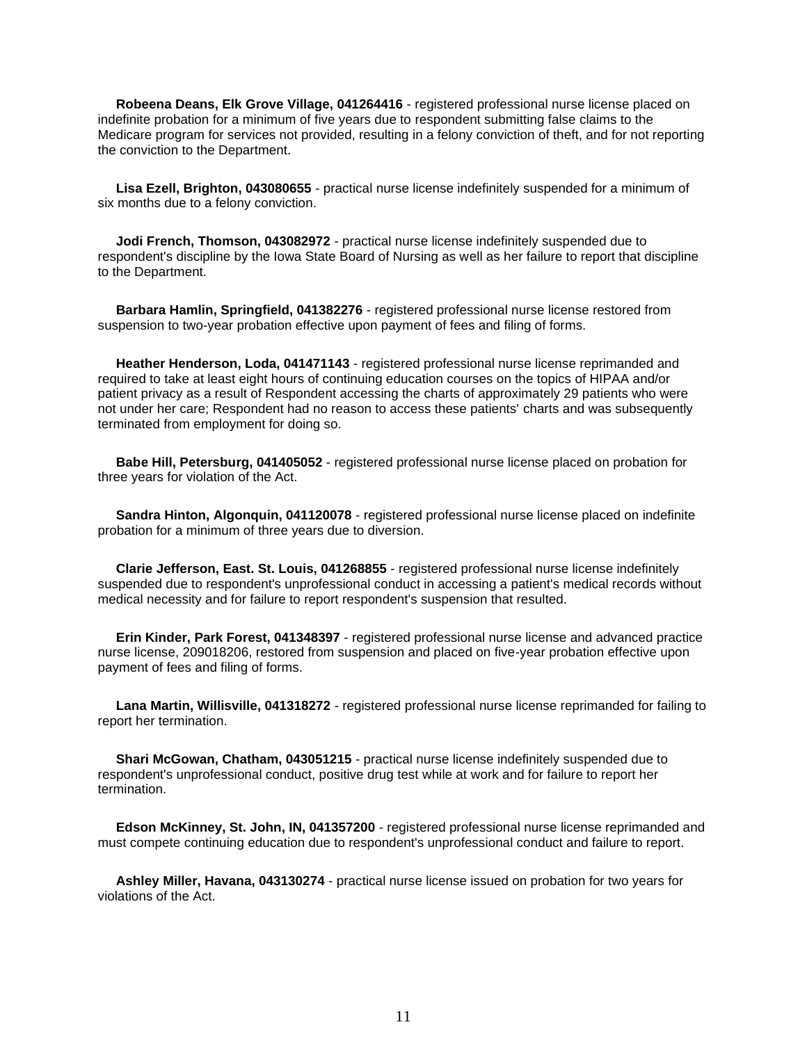**Robeena Deans, Elk Grove Village, 041264416** - registered professional nurse license placed on indefinite probation for a minimum of five years due to respondent submitting false claims to the Medicare program for services not provided, resulting in a felony conviction of theft, and for not reporting the conviction to the Department.

**Lisa Ezell, Brighton, 043080655** - practical nurse license indefinitely suspended for a minimum of six months due to a felony conviction.

**Jodi French, Thomson, 043082972** - practical nurse license indefinitely suspended due to respondent's discipline by the Iowa State Board of Nursing as well as her failure to report that discipline to the Department.

**Barbara Hamlin, Springfield, 041382276** - registered professional nurse license restored from suspension to two-year probation effective upon payment of fees and filing of forms.

**Heather Henderson, Loda, 041471143** - registered professional nurse license reprimanded and required to take at least eight hours of continuing education courses on the topics of HIPAA and/or patient privacy as a result of Respondent accessing the charts of approximately 29 patients who were not under her care; Respondent had no reason to access these patients' charts and was subsequently terminated from employment for doing so.

**Babe Hill, Petersburg, 041405052** - registered professional nurse license placed on probation for three years for violation of the Act.

**Sandra Hinton, Algonquin, 041120078** - registered professional nurse license placed on indefinite probation for a minimum of three years due to diversion.

**Clarie Jefferson, East. St. Louis, 041268855** - registered professional nurse license indefinitely suspended due to respondent's unprofessional conduct in accessing a patient's medical records without medical necessity and for failure to report respondent's suspension that resulted.

**Erin Kinder, Park Forest, 041348397** - registered professional nurse license and advanced practice nurse license, 209018206, restored from suspension and placed on five-year probation effective upon payment of fees and filing of forms.

**Lana Martin, Willisville, 041318272** - registered professional nurse license reprimanded for failing to report her termination.

**Shari McGowan, Chatham, 043051215** - practical nurse license indefinitely suspended due to respondent's unprofessional conduct, positive drug test while at work and for failure to report her termination.

**Edson McKinney, St. John, IN, 041357200** - registered professional nurse license reprimanded and must compete continuing education due to respondent's unprofessional conduct and failure to report.

**Ashley Miller, Havana, 043130274** - practical nurse license issued on probation for two years for violations of the Act.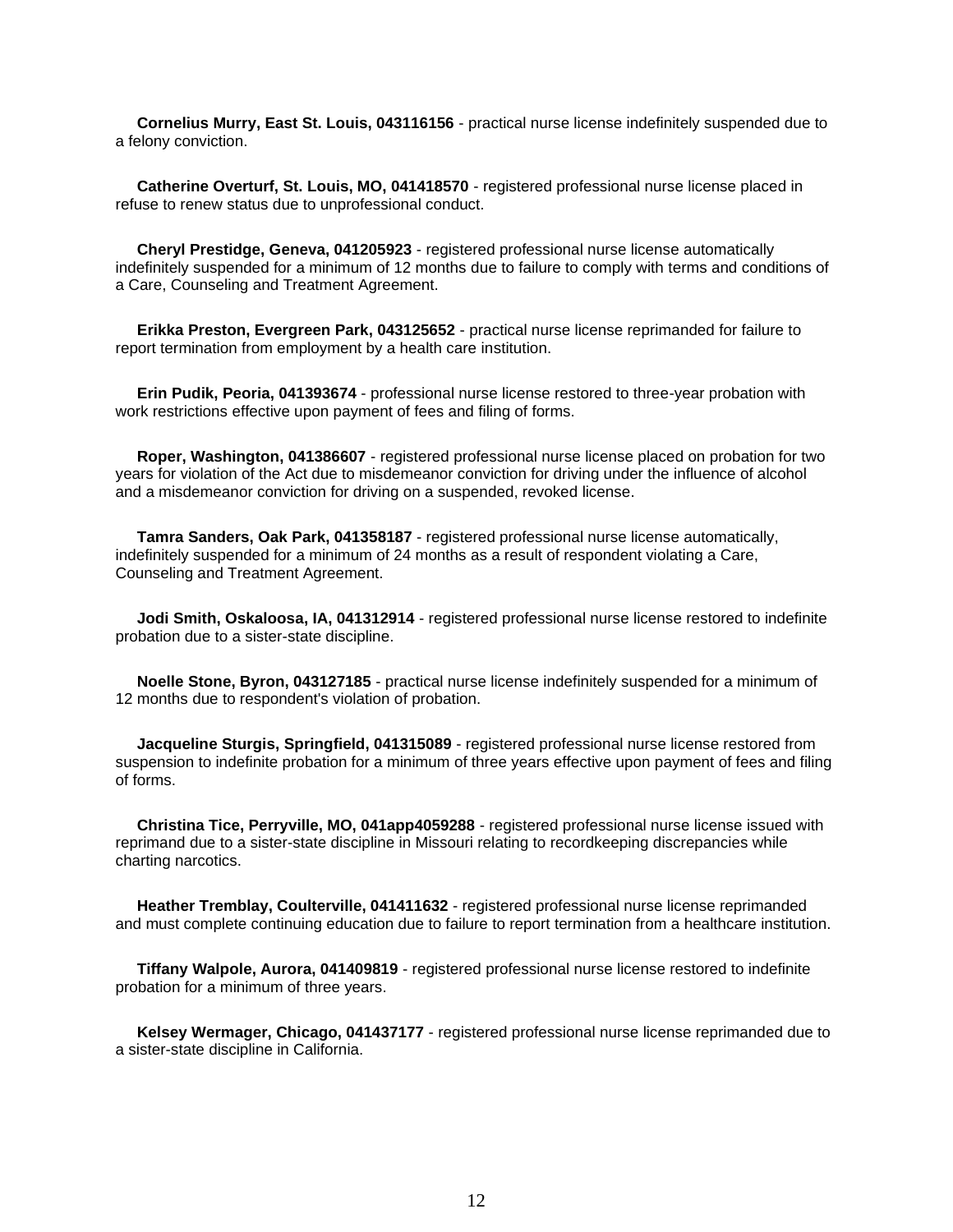**Cornelius Murry, East St. Louis, 043116156** - practical nurse license indefinitely suspended due to a felony conviction.

**Catherine Overturf, St. Louis, MO, 041418570** - registered professional nurse license placed in refuse to renew status due to unprofessional conduct.

**Cheryl Prestidge, Geneva, 041205923** - registered professional nurse license automatically indefinitely suspended for a minimum of 12 months due to failure to comply with terms and conditions of a Care, Counseling and Treatment Agreement.

**Erikka Preston, Evergreen Park, 043125652** - practical nurse license reprimanded for failure to report termination from employment by a health care institution.

**Erin Pudik, Peoria, 041393674** - professional nurse license restored to three-year probation with work restrictions effective upon payment of fees and filing of forms.

**Roper, Washington, 041386607** - registered professional nurse license placed on probation for two years for violation of the Act due to misdemeanor conviction for driving under the influence of alcohol and a misdemeanor conviction for driving on a suspended, revoked license.

**Tamra Sanders, Oak Park, 041358187** - registered professional nurse license automatically, indefinitely suspended for a minimum of 24 months as a result of respondent violating a Care, Counseling and Treatment Agreement.

**Jodi Smith, Oskaloosa, IA, 041312914** - registered professional nurse license restored to indefinite probation due to a sister-state discipline.

**Noelle Stone, Byron, 043127185** - practical nurse license indefinitely suspended for a minimum of 12 months due to respondent's violation of probation.

**Jacqueline Sturgis, Springfield, 041315089** - registered professional nurse license restored from suspension to indefinite probation for a minimum of three years effective upon payment of fees and filing of forms.

**Christina Tice, Perryville, MO, 041app4059288** - registered professional nurse license issued with reprimand due to a sister-state discipline in Missouri relating to recordkeeping discrepancies while charting narcotics.

**Heather Tremblay, Coulterville, 041411632** - registered professional nurse license reprimanded and must complete continuing education due to failure to report termination from a healthcare institution.

**Tiffany Walpole, Aurora, 041409819** - registered professional nurse license restored to indefinite probation for a minimum of three years.

**Kelsey Wermager, Chicago, 041437177** - registered professional nurse license reprimanded due to a sister-state discipline in California.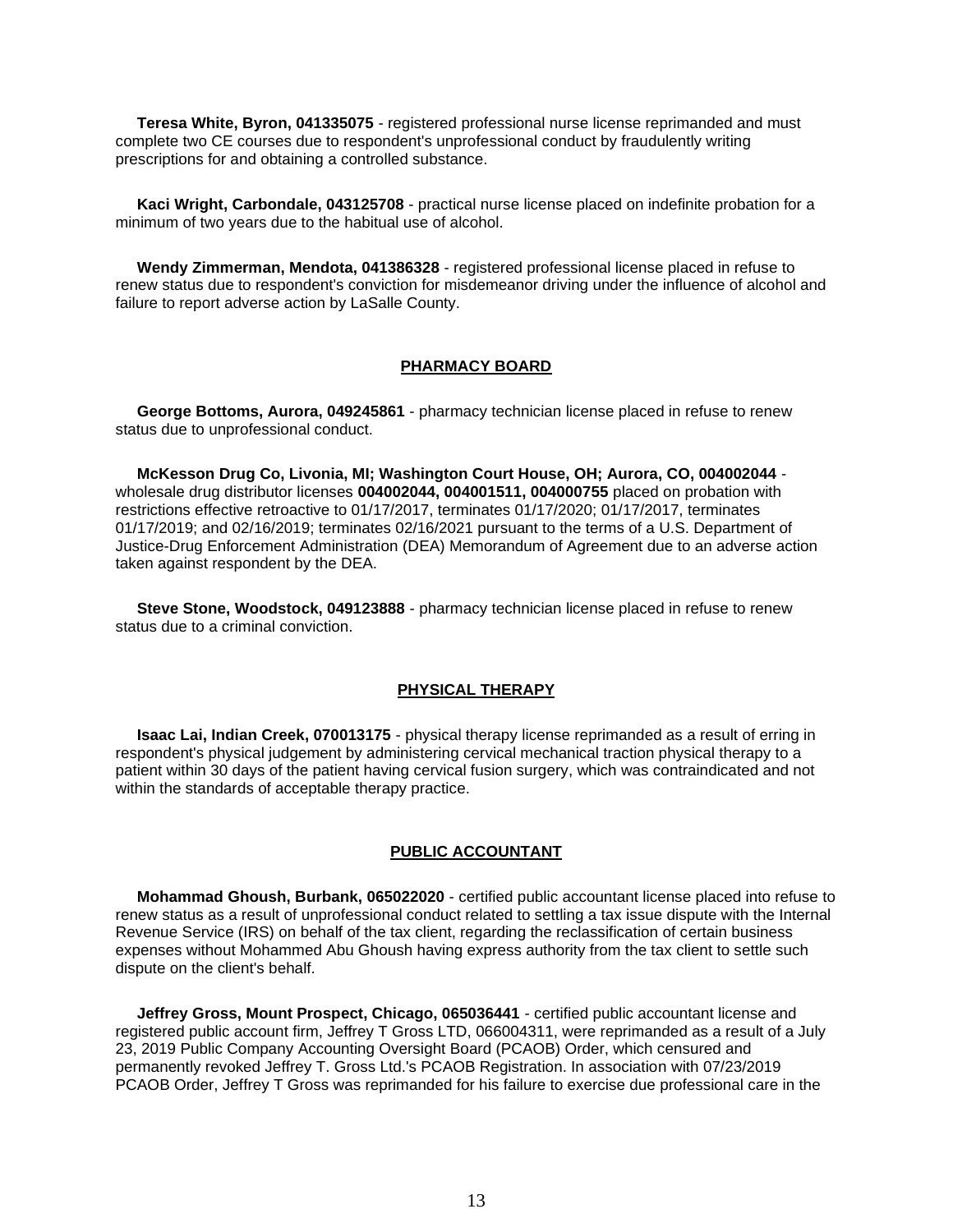**Teresa White, Byron, 041335075** - registered professional nurse license reprimanded and must complete two CE courses due to respondent's unprofessional conduct by fraudulently writing prescriptions for and obtaining a controlled substance.

**Kaci Wright, Carbondale, 043125708** - practical nurse license placed on indefinite probation for a minimum of two years due to the habitual use of alcohol.

**Wendy Zimmerman, Mendota, 041386328** - registered professional license placed in refuse to renew status due to respondent's conviction for misdemeanor driving under the influence of alcohol and failure to report adverse action by LaSalle County.

## PHARMACY BOARD

**George Bottoms, Aurora, 049245861** - pharmacy technician license placed in refuse to renew status due to unprofessional conduct.

**McKesson Drug Co, Livonia, MI; Washington Court House, OH; Aurora, CO, 004002044** - wholesale drug distributor licenses **004002044, 004001511, 004000755** placed on probation with restrictions effective retroactive to 01/17/2017, terminates 01/17/2020; 01/17/2017, terminates 01/17/2019; and 02/16/2019; terminates 02/16/2021 pursuant to the terms of a U.S. Department of Justice-Drug Enforcement Administration (DEA) Memorandum of Agreement due to an adverse action taken against respondent by the DEA.

**Steve Stone, Woodstock, 049123888** - pharmacy technician license placed in refuse to renew status due to a criminal conviction.

## PHYSICAL THERAPY

**Isaac Lai, Indian Creek, 070013175** - physical therapy license reprimanded as a result of erring in respondent's physical judgement by administering cervical mechanical traction physical therapy to a patient within 30 days of the patient having cervical fusion surgery, which was contraindicated and not within the standards of acceptable therapy practice.

## PUBLIC ACCOUNTANT

**Mohammad Ghoush, Burbank, 065022020** - certified public accountant license placed into refuse to renew status as a result of unprofessional conduct related to settling a tax issue dispute with the Internal Revenue Service (IRS) on behalf of the tax client, regarding the reclassification of certain business expenses without Mohammed Abu Ghoush having express authority from the tax client to settle such dispute on the client's behalf.

**Jeffrey Gross, Mount Prospect, Chicago, 065036441** - certified public accountant license and registered public account firm, Jeffrey T Gross LTD, 066004311, were reprimanded as a result of a July 23, 2019 Public Company Accounting Oversight Board (PCAOB) Order, which censured and permanently revoked Jeffrey T. Gross Ltd.'s PCAOB Registration. In association with 07/23/2019 PCAOB Order, Jeffrey T Gross was reprimanded for his failure to exercise due professional care in the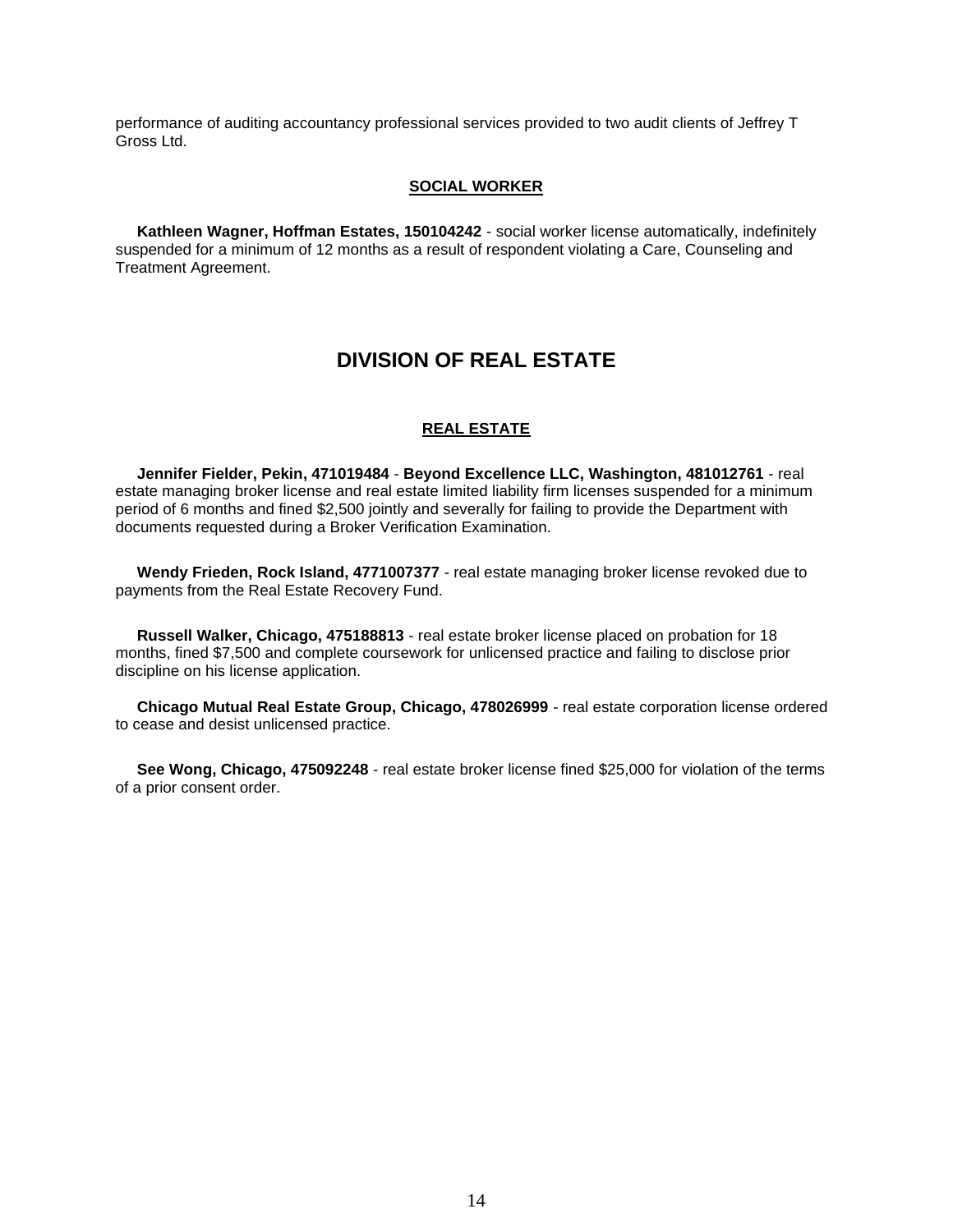performance of auditing accountancy professional services provided to two audit clients of Jeffrey T Gross Ltd.

### SOCIAL WORKER

**Kathleen Wagner, Hoffman Estates, 150104242** - social worker license automatically, indefinitely suspended for a minimum of 12 months as a result of respondent violating a Care, Counseling and Treatment Agreement.

## DIVISION OF REAL ESTATE

### REAL ESTATE

**Jennifer Fielder, Pekin, 471019484** - **Beyond Excellence LLC, Washington, 481012761** - real estate managing broker license and real estate limited liability firm licenses suspended for a minimum period of 6 months and fined $2,500 jointly and severally for failing to provide the Department with documents requested during a Broker Verification Examination.

**Wendy Frieden, Rock Island, 4771007377** - real estate managing broker license revoked due to payments from the Real Estate Recovery Fund.

**Russell Walker, Chicago, 475188813** - real estate broker license placed on probation for 18 months, fined $7,500 and complete coursework for unlicensed practice and failing to disclose prior discipline on his license application.

**Chicago Mutual Real Estate Group, Chicago, 478026999** - real estate corporation license ordered to cease and desist unlicensed practice.

**See Wong, Chicago, 475092248** - real estate broker license fined $25,000 for violation of the terms of a prior consent order.